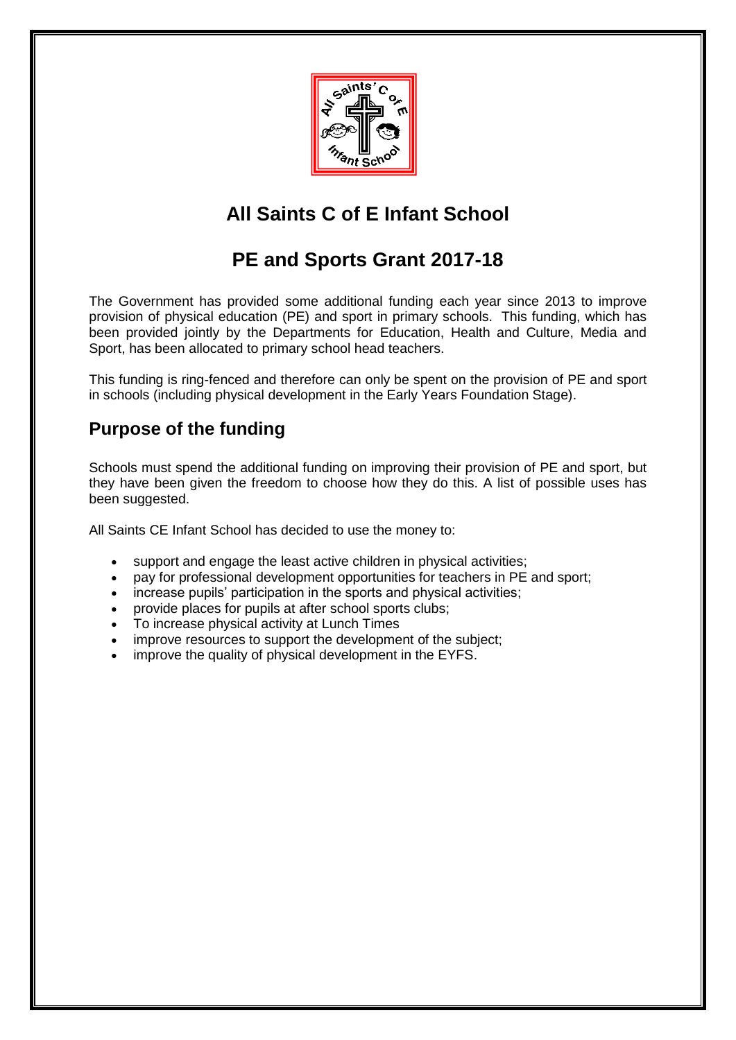# All Saints C of E Infant School

## PE and Sports Grant 2017-18

The Government has provided some additional funding each year since 2013 to improve provision of physical education (PE) and sport in primary schools. This funding, which has been provided jointly by the Departments for Education, Health and Culture, Media and Sport, has been allocated to primary school head teachers.

This funding is ring-fenced and therefore can only be spent on the provision of PE and sport in schools (including physical development in the Early Years Foundation Stage).

## Purpose of the funding

Schools must spend the additional funding on improving their provision of PE and sport, but they have been given the freedom to choose how they do this. A list of possible uses has been suggested.

All Saints CE Infant School has decided to use the money to:

- support and engage the least active children in physical activities;
- pay for professional development opportunities for teachers in PE and sport;
- increase pupils' participation in the sports and physical activities;
- provide places for pupils at after school sports clubs;
- To increase physical activity at Lunch Times
- improve resources to support the development of the subject;
- improve the quality of physical development in the EYFS.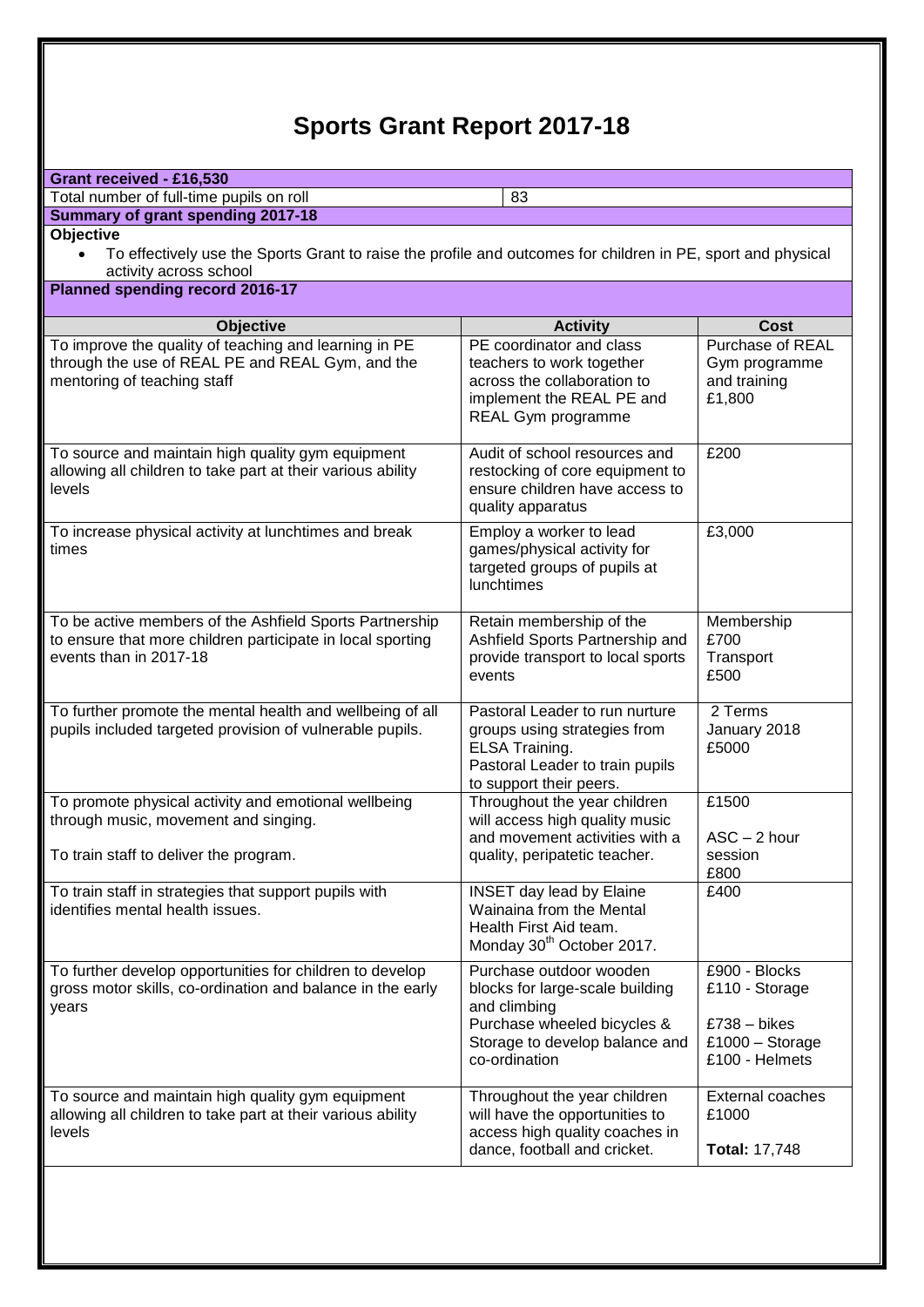# Sports Grant Report 2017-18

| **Grant received - £16,530** | |
|---|---|
| Total number of full-time pupils on roll | 83 |

**Summary of grant spending 2017-18**

**Objective**

- To effectively use the Sports Grant to raise the profile and outcomes for children in PE, sport and physical activity across school

**Planned spending record 2016-17**

| Objective | Activity | Cost |
|---|---|---|
| To improve the quality of teaching and learning in PE through the use of REAL PE and REAL Gym, and the mentoring of teaching staff | PE coordinator and class teachers to work together across the collaboration to implement the REAL PE and REAL Gym programme | Purchase of REAL Gym programme and training £1,800 |
| To source and maintain high quality gym equipment allowing all children to take part at their various ability levels | Audit of school resources and restocking of core equipment to ensure children have access to quality apparatus | £200 |
| To increase physical activity at lunchtimes and break times | Employ a worker to lead games/physical activity for targeted groups of pupils at lunchtimes | £3,000 |
| To be active members of the Ashfield Sports Partnership to ensure that more children participate in local sporting events than in 2017-18 | Retain membership of the Ashfield Sports Partnership and provide transport to local sports events | Membership £700<br>Transport £500 |
| To further promote the mental health and wellbeing of all pupils included targeted provision of vulnerable pupils. | Pastoral Leader to run nurture groups using strategies from ELSA Training.<br>Pastoral Leader to train pupils to support their peers. | 2 Terms January 2018 £5000 |
| To promote physical activity and emotional wellbeing through music, movement and singing.<br><br>To train staff to deliver the program. | Throughout the year children will access high quality music and movement activities with a quality, peripatetic teacher. | £1500<br><br>ASC – 2 hour session £800 |
| To train staff in strategies that support pupils with identifies mental health issues. | INSET day lead by Elaine Wainaina from the Mental Health First Aid team. Monday 30th October 2017. | £400 |
| To further develop opportunities for children to develop gross motor skills, co-ordination and balance in the early years | Purchase outdoor wooden blocks for large-scale building and climbing<br>Purchase wheeled bicycles & Storage to develop balance and co-ordination | £900 - Blocks<br>£110 - Storage<br><br>£738 – bikes<br>£1000 – Storage<br>£100 - Helmets |
| To source and maintain high quality gym equipment allowing all children to take part at their various ability levels | Throughout the year children will have the opportunities to access high quality coaches in dance, football and cricket. | External coaches £1000<br><br>**Total:** 17,748 |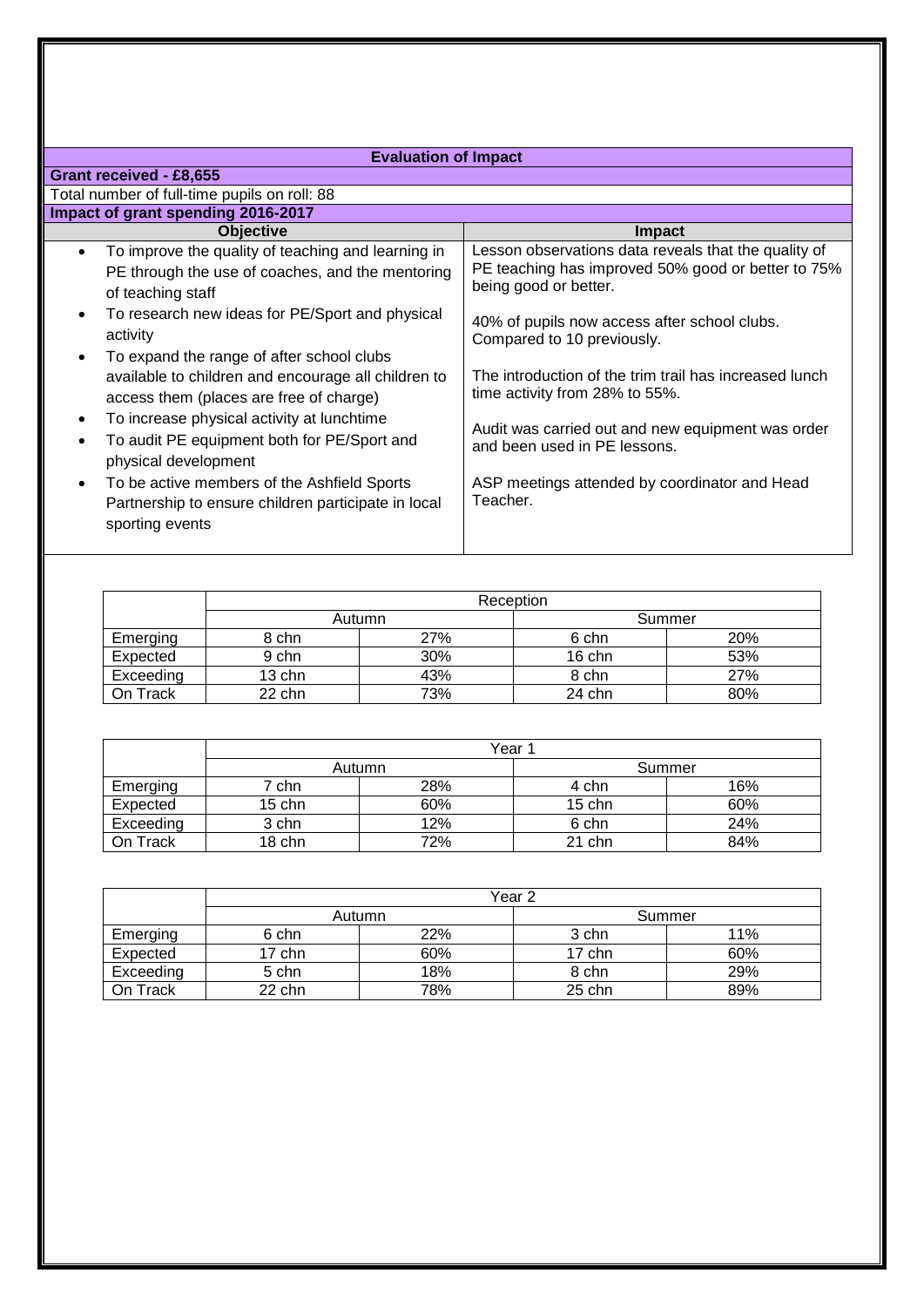| Evaluation of Impact | |
|---|---|
| **Grant received - £8,655** | |
| Total number of full-time pupils on roll: 88 | |
| **Impact of grant spending 2016-2017** | |
| **Objective** | **Impact** |
| • To improve the quality of teaching and learning in PE through the use of coaches, and the mentoring of teaching staff<br>• To research new ideas for PE/Sport and physical activity<br>• To expand the range of after school clubs available to children and encourage all children to access them (places are free of charge)<br>• To increase physical activity at lunchtime<br>• To audit PE equipment both for PE/Sport and physical development<br>• To be active members of the Ashfield Sports Partnership to ensure children participate in local sporting events | Lesson observations data reveals that the quality of PE teaching has improved 50% good or better to 75% being good or better.<br><br>40% of pupils now access after school clubs. Compared to 10 previously.<br><br>The introduction of the trim trail has increased lunch time activity from 28% to 55%.<br><br>Audit was carried out and new equipment was order and been used in PE lessons.<br><br>ASP meetings attended by coordinator and Head Teacher. |

| | Reception | | | |
|---|---|---|---|---|
| | Autumn | | Summer | |
| Emerging | 8 chn | 27% | 6 chn | 20% |
| Expected | 9 chn | 30% | 16 chn | 53% |
| Exceeding | 13 chn | 43% | 8 chn | 27% |
| On Track | 22 chn | 73% | 24 chn | 80% |

| | Year 1 | | | |
|---|---|---|---|---|
| | Autumn | | Summer | |
| Emerging | 7 chn | 28% | 4 chn | 16% |
| Expected | 15 chn | 60% | 15 chn | 60% |
| Exceeding | 3 chn | 12% | 6 chn | 24% |
| On Track | 18 chn | 72% | 21 chn | 84% |

| | Year 2 | | | |
|---|---|---|---|---|
| | Autumn | | Summer | |
| Emerging | 6 chn | 22% | 3 chn | 11% |
| Expected | 17 chn | 60% | 17 chn | 60% |
| Exceeding | 5 chn | 18% | 8 chn | 29% |
| On Track | 22 chn | 78% | 25 chn | 89% |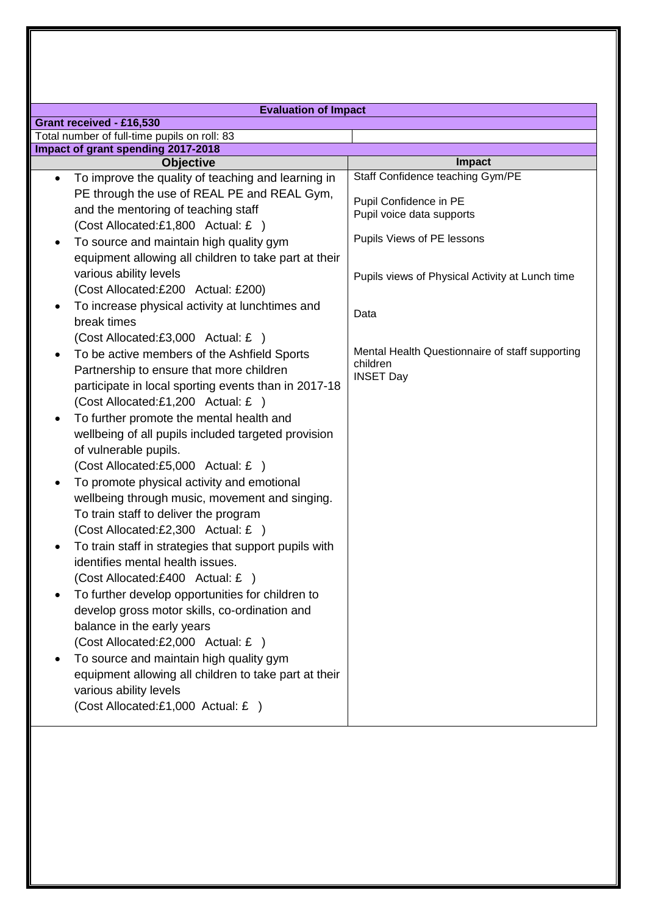| Evaluation of Impact | |
|---|---|
| **Grant received - £16,530** | |
| Total number of full-time pupils on roll: 83 | |
| **Impact of grant spending 2017-2018** | |
| **Objective** | **Impact** |
| • To improve the quality of teaching and learning in PE through the use of REAL PE and REAL Gym, and the mentoring of teaching staff (Cost Allocated:£1,800 Actual: £ ) <br> • To source and maintain high quality gym equipment allowing all children to take part at their various ability levels (Cost Allocated:£200 Actual: £200) <br> • To increase physical activity at lunchtimes and break times (Cost Allocated:£3,000 Actual: £ ) <br> • To be active members of the Ashfield Sports Partnership to ensure that more children participate in local sporting events than in 2017-18 (Cost Allocated:£1,200 Actual: £ ) <br> • To further promote the mental health and wellbeing of all pupils included targeted provision of vulnerable pupils. (Cost Allocated:£5,000 Actual: £ ) <br> • To promote physical activity and emotional wellbeing through music, movement and singing. To train staff to deliver the program (Cost Allocated:£2,300 Actual: £ ) <br> • To train staff in strategies that support pupils with identifies mental health issues. (Cost Allocated:£400 Actual: £ ) <br> • To further develop opportunities for children to develop gross motor skills, co-ordination and balance in the early years (Cost Allocated:£2,000 Actual: £ ) <br> • To source and maintain high quality gym equipment allowing all children to take part at their various ability levels (Cost Allocated:£1,000 Actual: £ ) | Staff Confidence teaching Gym/PE <br><br> Pupil Confidence in PE <br> Pupil voice data supports <br><br> Pupils Views of PE lessons <br><br> Pupils views of Physical Activity at Lunch time <br><br> Data <br><br> Mental Health Questionnaire of staff supporting children <br> INSET Day |